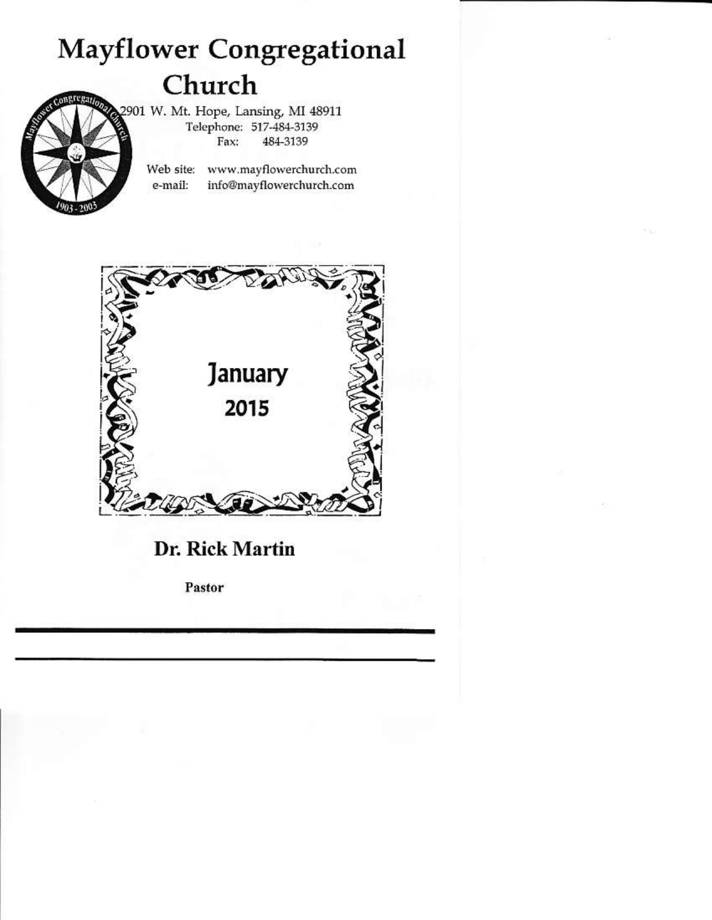# Mayflower Congregational Church

2901 W. Mt. Hope, Lansing, MI 48911

Telephone: 517-484-3139

Fax: 484-3139

Web site: www.mayflowerchurch.com

e-mail: info@mayflowerchurch.com

January

2015

## Dr. Rick Martin

**Pastor**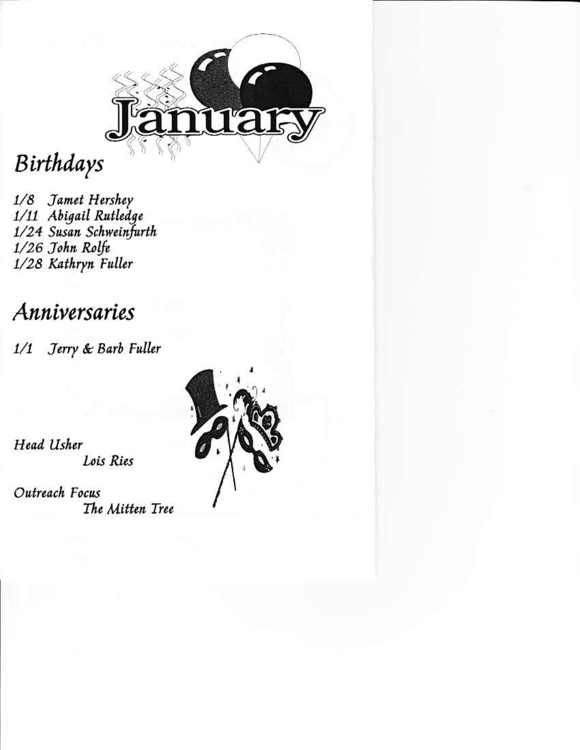# January

## Birthdays

1/8 Jamet Hershey
1/11 Abigail Rutledge
1/24 Susan Schweinfurth
1/26 John Rolfe
1/28 Kathryn Fuller

## Anniversaries

1/1 Jerry & Barb Fuller

*Head Usher*
*Lois Ries*

*Outreach Focus*
*The Mitten Tree*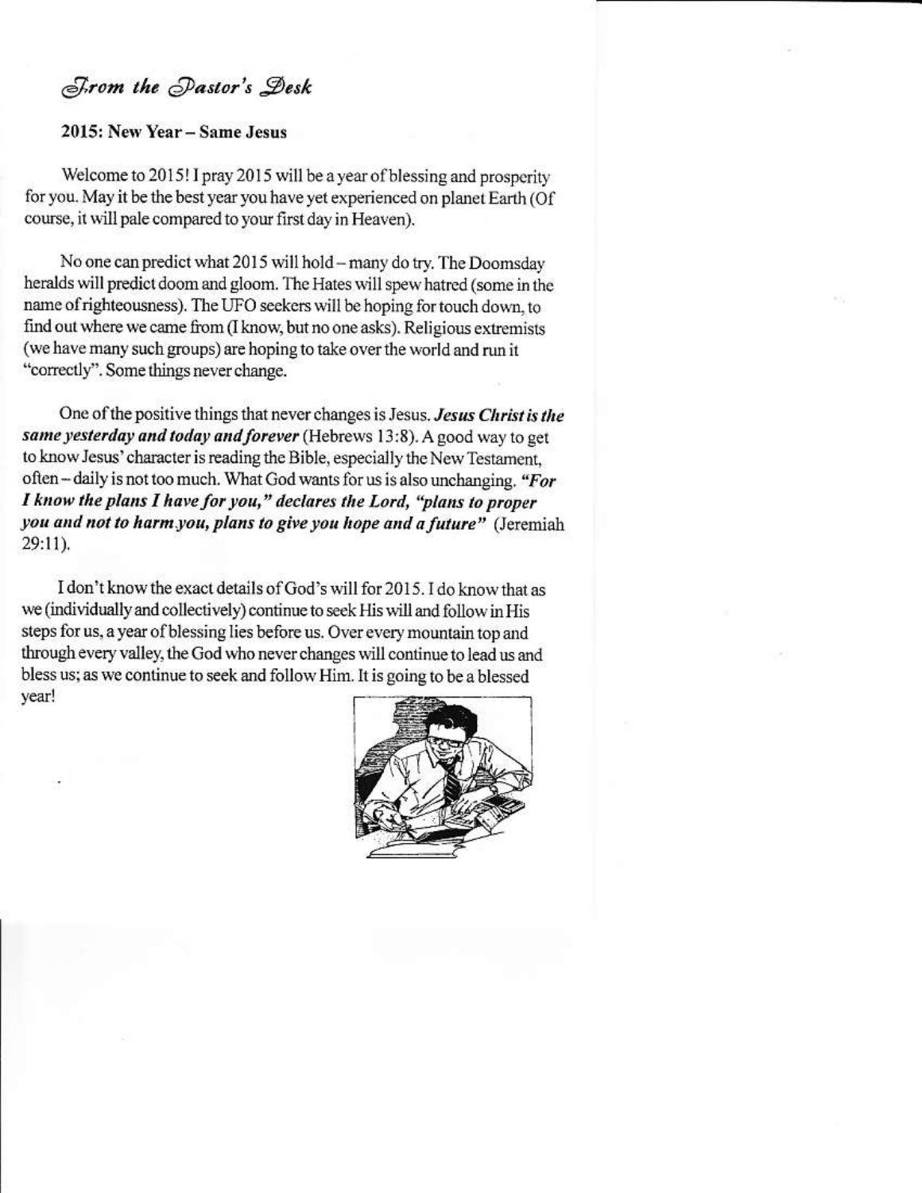# *From the Pastor's Desk*

**2015: New Year – Same Jesus**

Welcome to 2015! I pray 2015 will be a year of blessing and prosperity for you. May it be the best year you have yet experienced on planet Earth (Of course, it will pale compared to your first day in Heaven).

No one can predict what 2015 will hold – many do try. The Doomsday heralds will predict doom and gloom. The Hates will spew hatred (some in the name of righteousness). The UFO seekers will be hoping for touch down, to find out where we came from (I know, but no one asks). Religious extremists (we have many such groups) are hoping to take over the world and run it "correctly". Some things never change.

One of the positive things that never changes is Jesus. ***Jesus Christ is the same yesterday and today and forever*** (Hebrews 13:8). A good way to get to know Jesus' character is reading the Bible, especially the New Testament, often – daily is not too much. What God wants for us is also unchanging. ***"For I know the plans I have for you," declares the Lord, "plans to proper you and not to harm you, plans to give you hope and a future"*** (Jeremiah 29:11).

I don't know the exact details of God's will for 2015. I do know that as we (individually and collectively) continue to seek His will and follow in His steps for us, a year of blessing lies before us. Over every mountain top and through every valley, the God who never changes will continue to lead us and bless us; as we continue to seek and follow Him. It is going to be a blessed year!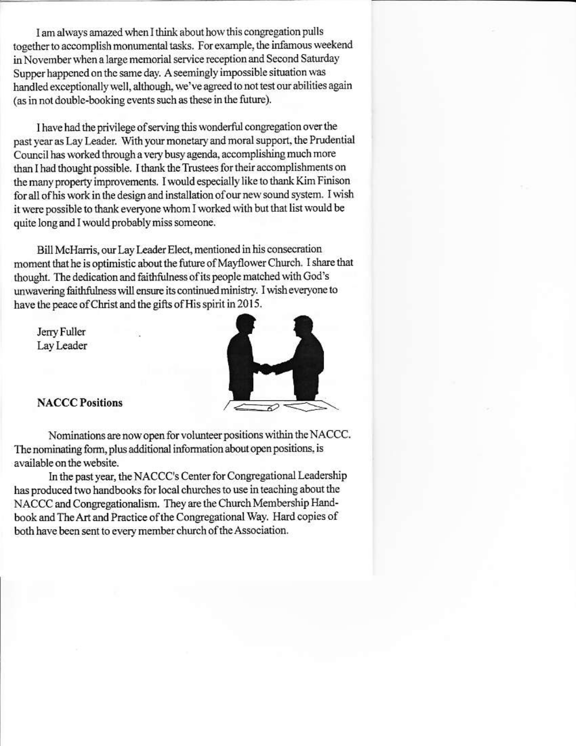I am always amazed when I think about how this congregation pulls together to accomplish monumental tasks. For example, the infamous weekend in November when a large memorial service reception and Second Saturday Supper happened on the same day. A seemingly impossible situation was handled exceptionally well, although, we've agreed to not test our abilities again (as in not double-booking events such as these in the future).

I have had the privilege of serving this wonderful congregation over the past year as Lay Leader. With your monetary and moral support, the Prudential Council has worked through a very busy agenda, accomplishing much more than I had thought possible. I thank the Trustees for their accomplishments on the many property improvements. I would especially like to thank Kim Finison for all of his work in the design and installation of our new sound system. I wish it were possible to thank everyone whom I worked with but that list would be quite long and I would probably miss someone.

Bill McHarris, our Lay Leader Elect, mentioned in his consecration moment that he is optimistic about the future of Mayflower Church. I share that thought. The dedication and faithfulness of its people matched with God's unwavering faithfulness will ensure its continued ministry. I wish everyone to have the peace of Christ and the gifts of His spirit in 2015.

Jerry Fuller
Lay Leader

**NACCC Positions**

Nominations are now open for volunteer positions within the NACCC. The nominating form, plus additional information about open positions, is available on the website.

In the past year, the NACCC's Center for Congregational Leadership has produced two handbooks for local churches to use in teaching about the NACCC and Congregationalism. They are the Church Membership Handbook and The Art and Practice of the Congregational Way. Hard copies of both have been sent to every member church of the Association.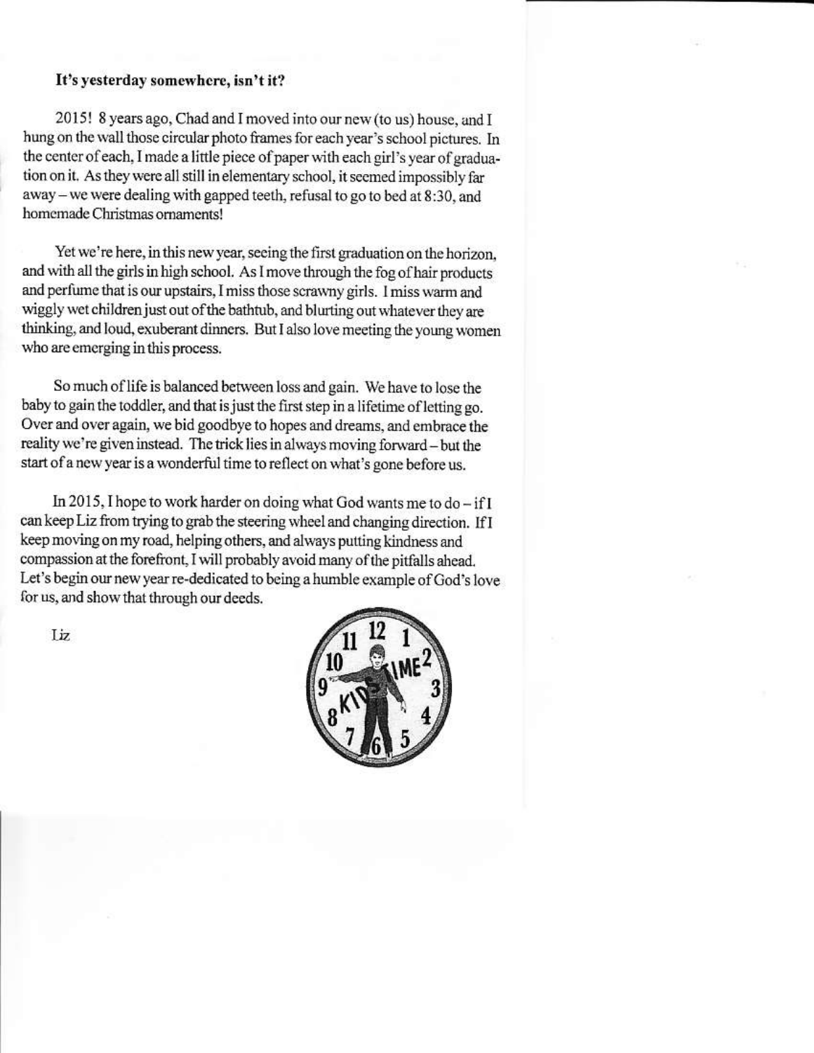**It's yesterday somewhere, isn't it?**

2015! 8 years ago, Chad and I moved into our new (to us) house, and I hung on the wall those circular photo frames for each year's school pictures. In the center of each, I made a little piece of paper with each girl's year of graduation on it. As they were all still in elementary school, it seemed impossibly far away – we were dealing with gapped teeth, refusal to go to bed at 8:30, and homemade Christmas ornaments!

Yet we're here, in this new year, seeing the first graduation on the horizon, and with all the girls in high school. As I move through the fog of hair products and perfume that is our upstairs, I miss those scrawny girls. I miss warm and wiggly wet children just out of the bathtub, and blurting out whatever they are thinking, and loud, exuberant dinners. But I also love meeting the young women who are emerging in this process.

So much of life is balanced between loss and gain. We have to lose the baby to gain the toddler, and that is just the first step in a lifetime of letting go. Over and over again, we bid goodbye to hopes and dreams, and embrace the reality we're given instead. The trick lies in always moving forward – but the start of a new year is a wonderful time to reflect on what's gone before us.

In 2015, I hope to work harder on doing what God wants me to do – if I can keep Liz from trying to grab the steering wheel and changing direction. If I keep moving on my road, helping others, and always putting kindness and compassion at the forefront, I will probably avoid many of the pitfalls ahead. Let's begin our new year re-dedicated to being a humble example of God's love for us, and show that through our deeds.

Liz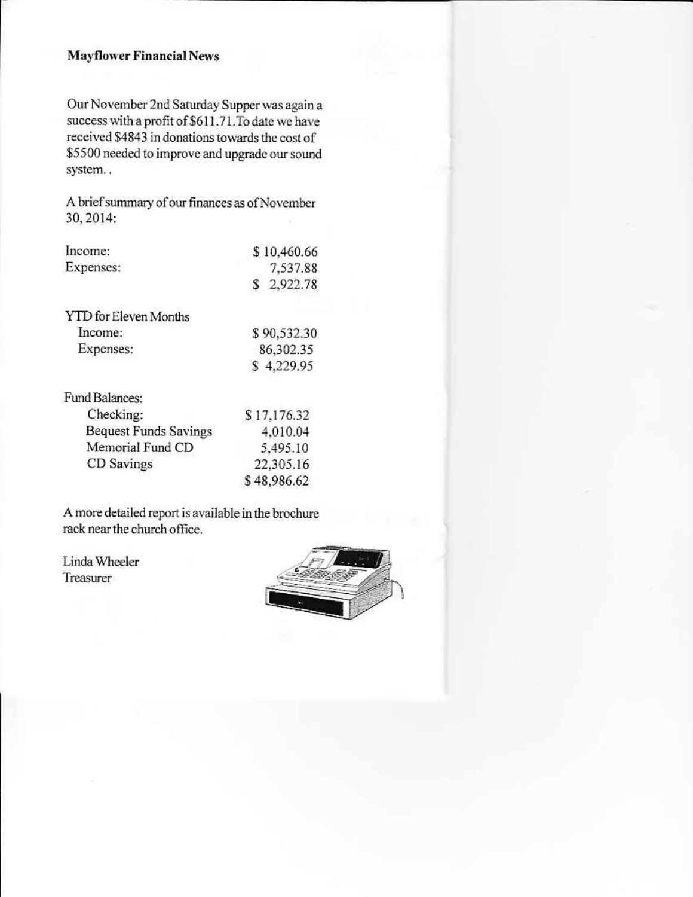**Mayflower Financial News**

Our November 2nd Saturday Supper was again a success with a profit of $611.71. To date we have received $4843 in donations towards the cost of $5500 needed to improve and upgrade our sound system..

A brief summary of our finances as of November 30, 2014:

| | |
|---|---|
| Income: | $ 10,460.66 |
| Expenses: | 7,537.88 |
| | $ 2,922.78 |

| | |
|---|---|
| YTD for Eleven Months | |
| Income: | $ 90,532.30 |
| Expenses: | 86,302.35 |
| | $ 4,229.95 |

| | |
|---|---|
| Fund Balances: | |
| Checking: | $ 17,176.32 |
| Bequest Funds Savings | 4,010.04 |
| Memorial Fund CD | 5,495.10 |
| CD Savings | 22,305.16 |
| | $ 48,986.62 |

A more detailed report is available in the brochure rack near the church office.

Linda Wheeler
Treasurer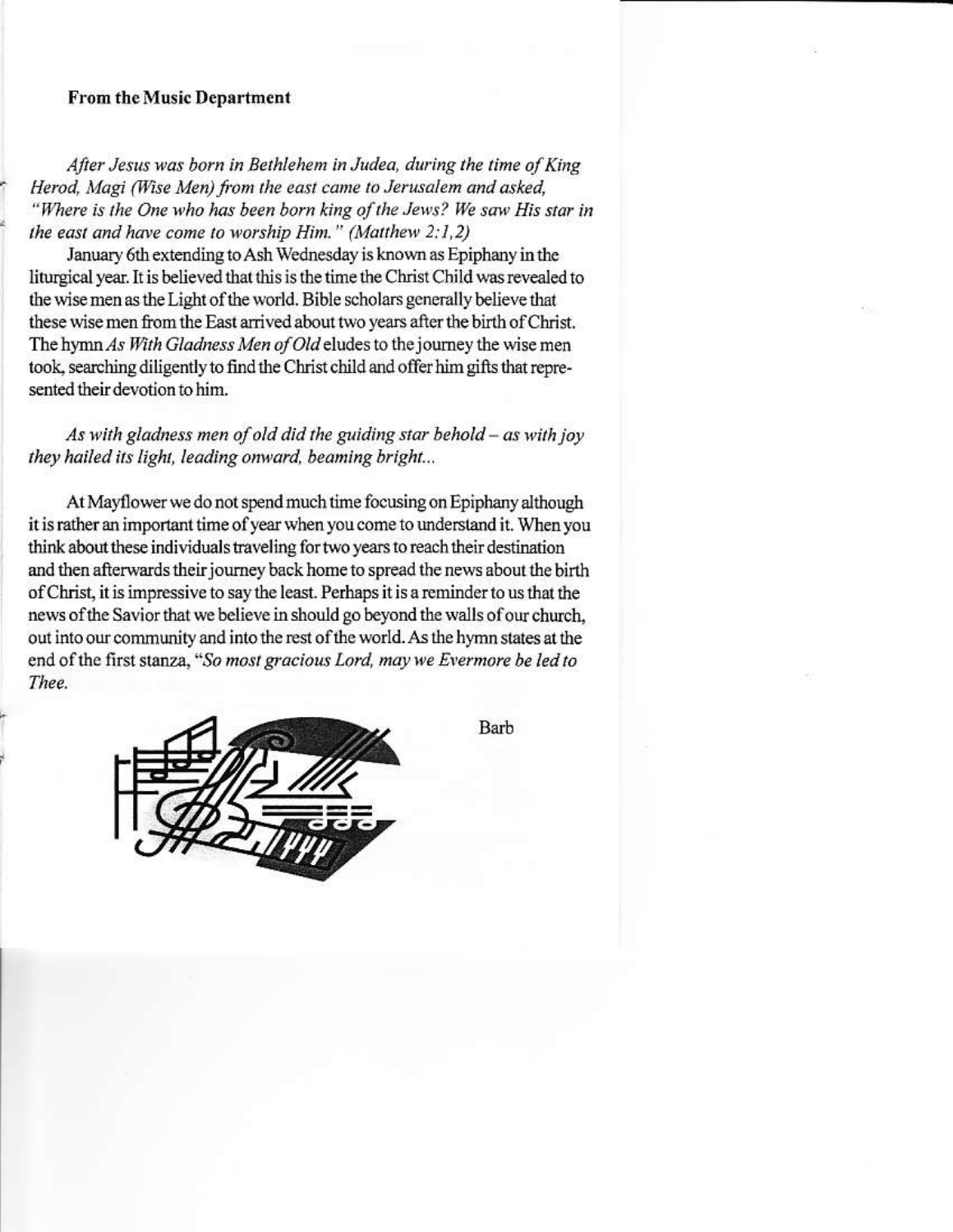**From the Music Department**

*After Jesus was born in Bethlehem in Judea, during the time of King Herod, Magi (Wise Men) from the east came to Jerusalem and asked, "Where is the One who has been born king of the Jews? We saw His star in the east and have come to worship Him." (Matthew 2:1,2)*

January 6th extending to Ash Wednesday is known as Epiphany in the liturgical year. It is believed that this is the time the Christ Child was revealed to the wise men as the Light of the world. Bible scholars generally believe that these wise men from the East arrived about two years after the birth of Christ. The hymn *As With Gladness Men of Old* eludes to the journey the wise men took, searching diligently to find the Christ child and offer him gifts that represented their devotion to him.

*As with gladness men of old did the guiding star behold – as with joy they hailed its light, leading onward, beaming bright...*

At Mayflower we do not spend much time focusing on Epiphany although it is rather an important time of year when you come to understand it. When you think about these individuals traveling for two years to reach their destination and then afterwards their journey back home to spread the news about the birth of Christ, it is impressive to say the least. Perhaps it is a reminder to us that the news of the Savior that we believe in should go beyond the walls of our church, out into our community and into the rest of the world. As the hymn states at the end of the first stanza, *"So most gracious Lord, may we Evermore be led to Thee.*

Barb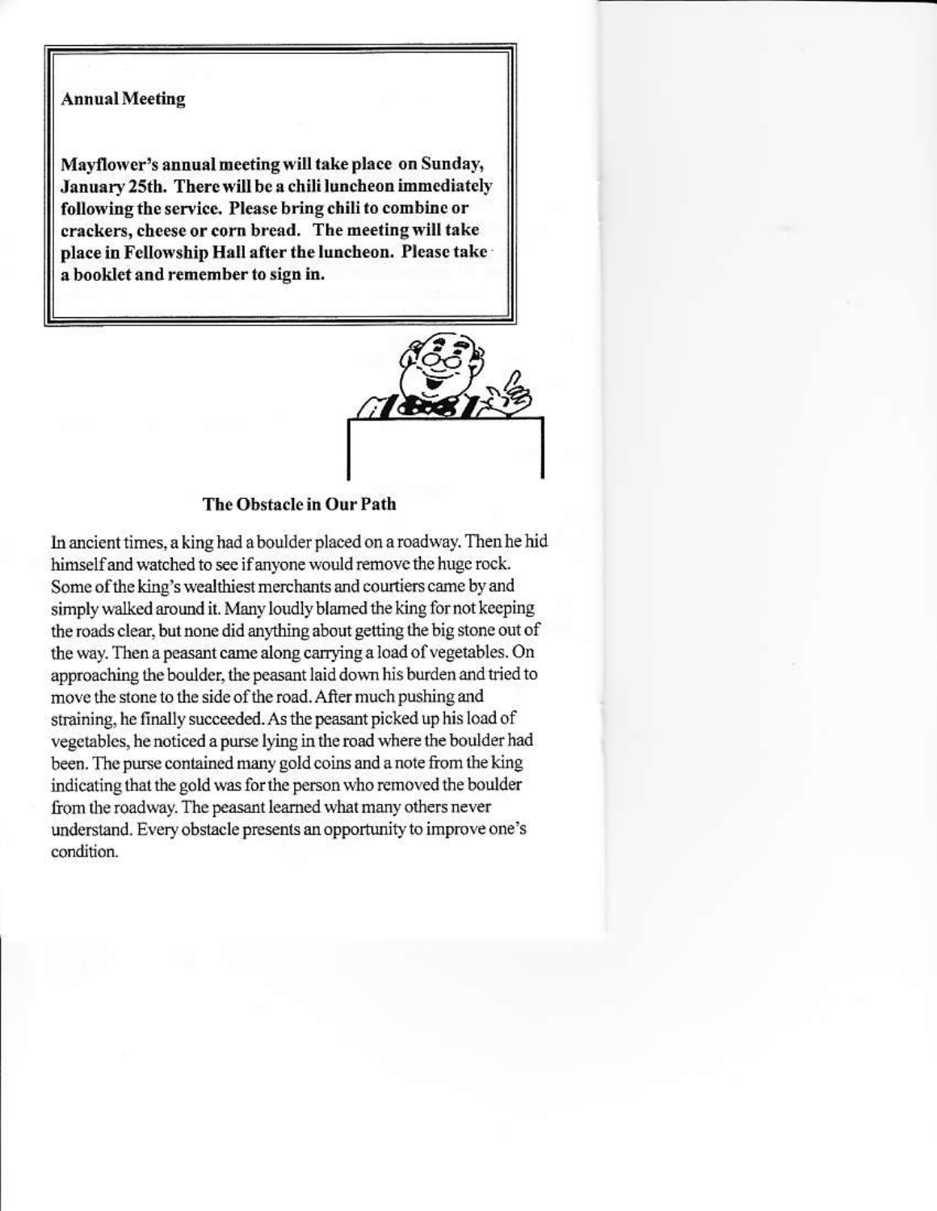**Annual Meeting**

**Mayflower's annual meeting will take place on Sunday, January 25th. There will be a chili luncheon immediately following the service. Please bring chili to combine or crackers, cheese or corn bread. The meeting will take place in Fellowship Hall after the luncheon. Please take a booklet and remember to sign in.**

### The Obstacle in Our Path

In ancient times, a king had a boulder placed on a roadway. Then he hid himself and watched to see if anyone would remove the huge rock. Some of the king's wealthiest merchants and courtiers came by and simply walked around it. Many loudly blamed the king for not keeping the roads clear, but none did anything about getting the big stone out of the way. Then a peasant came along carrying a load of vegetables. On approaching the boulder, the peasant laid down his burden and tried to move the stone to the side of the road. After much pushing and straining, he finally succeeded. As the peasant picked up his load of vegetables, he noticed a purse lying in the road where the boulder had been. The purse contained many gold coins and a note from the king indicating that the gold was for the person who removed the boulder from the roadway. The peasant learned what many others never understand. Every obstacle presents an opportunity to improve one's condition.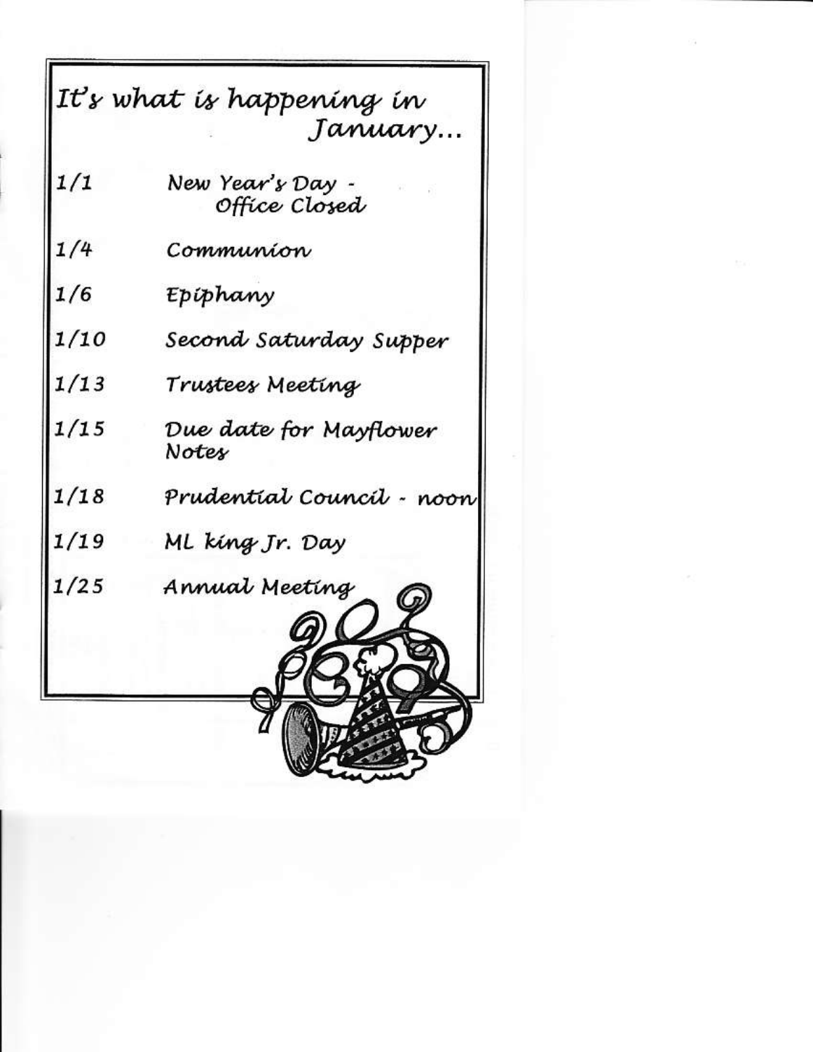# It's what is happening in January...

| | |
|---|---|
| 1/1 | New Year's Day - Office Closed |
| 1/4 | Communion |
| 1/6 | Epiphany |
| 1/10 | Second Saturday Supper |
| 1/13 | Trustees Meeting |
| 1/15 | Due date for Mayflower Notes |
| 1/18 | Prudential Council - noon |
| 1/19 | ML king Jr. Day |
| 1/25 | Annual Meeting |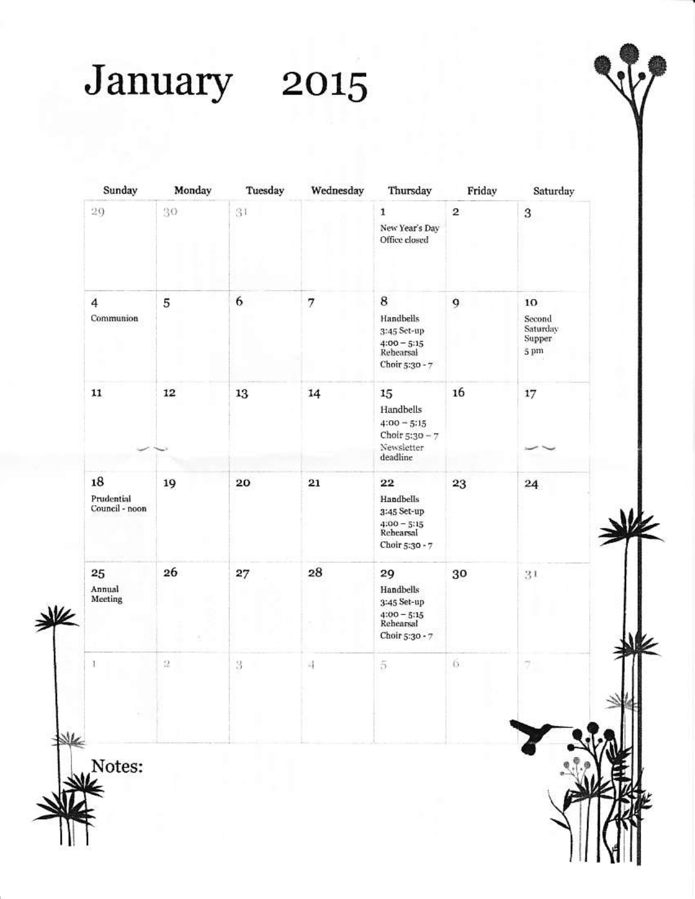# January 2015

| Sunday | Monday | Tuesday | Wednesday | Thursday | Friday | Saturday |
|---|---|---|---|---|---|---|
| 29 | 30 | 31 | | 1<br>New Year's Day<br>Office closed | 2 | 3 |
| 4<br>Communion | 5 | 6 | 7 | 8<br>Handbells<br>3:45 Set-up<br>4:00 – 5:15<br>Rehearsal<br>Choir 5:30 - 7 | 9 | 10<br>Second Saturday Supper<br>5 pm |
| 11 | 12 | 13 | 14 | 15<br>Handbells<br>4:00 – 5:15<br>Choir 5:30 – 7<br>Newsletter deadline | 16 | 17 |
| 18<br>Prudential Council - noon | 19 | 20 | 21 | 22<br>Handbells<br>3:45 Set-up<br>4:00 – 5:15<br>Rehearsal<br>Choir 5:30 - 7 | 23 | 24 |
| 25<br>Annual Meeting | 26 | 27 | 28 | 29<br>Handbells<br>3:45 Set-up<br>4:00 – 5:15<br>Rehearsal<br>Choir 5:30 - 7 | 30 | 31 |
| 1 | 2 | 3 | 4 | 5 | 6 | 7 |

Notes: